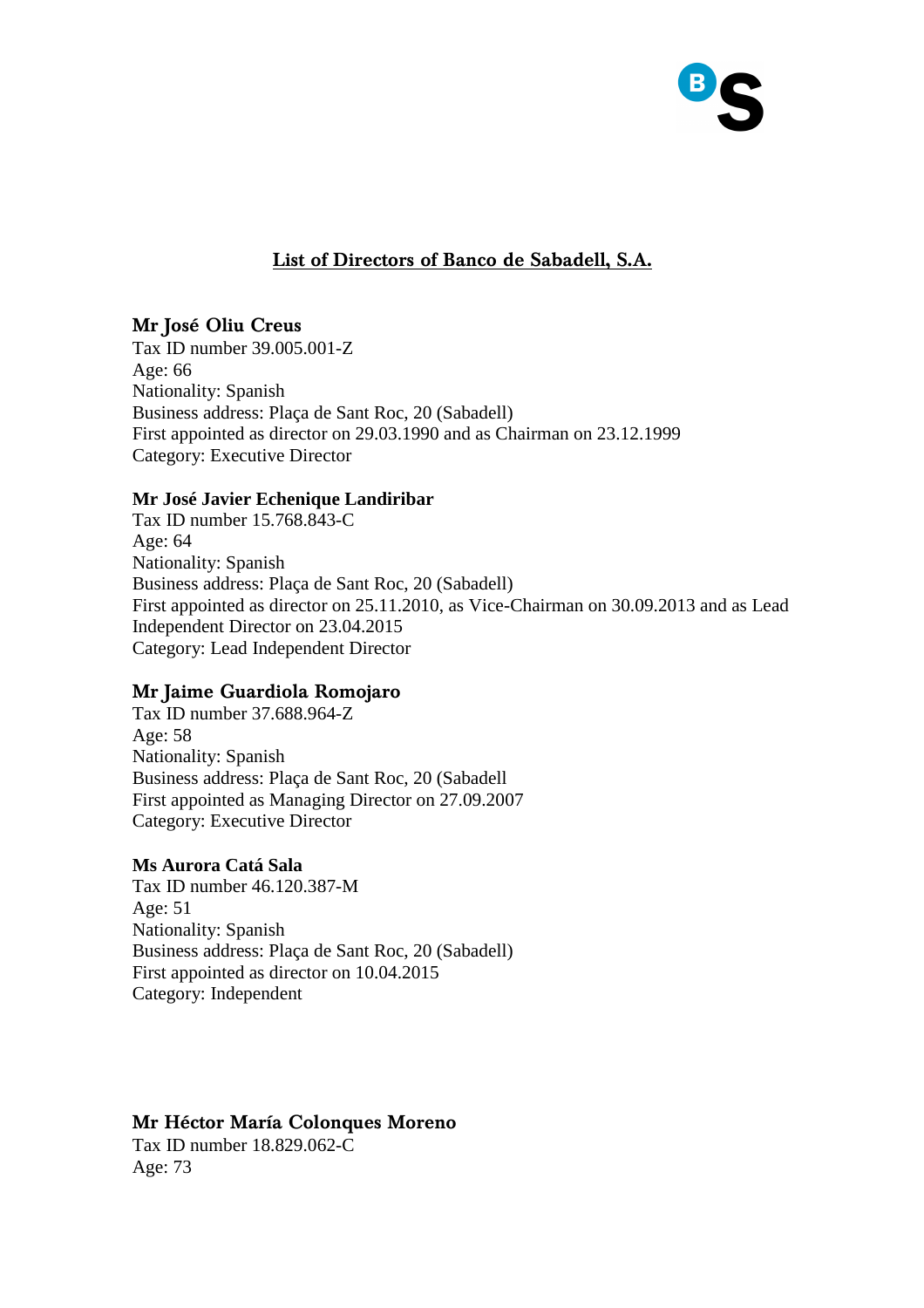## List of Directors of Banco de Sabadell, S.A.

**Mr José Oliu Creus**
Tax ID number 39.005.001-Z
Age: 66
Nationality: Spanish
Business address: Plaça de Sant Roc, 20 (Sabadell)
First appointed as director on 29.03.1990 and as Chairman on 23.12.1999
Category: Executive Director

**Mr José Javier Echenique Landiribar**
Tax ID number 15.768.843-C
Age: 64
Nationality: Spanish
Business address: Plaça de Sant Roc, 20 (Sabadell)
First appointed as director on 25.11.2010, as Vice-Chairman on 30.09.2013 and as Lead Independent Director on 23.04.2015
Category: Lead Independent Director

**Mr Jaime Guardiola Romojaro**
Tax ID number 37.688.964-Z
Age: 58
Nationality: Spanish
Business address: Plaça de Sant Roc, 20 (Sabadell
First appointed as Managing Director on 27.09.2007
Category: Executive Director

**Ms Aurora Catá Sala**
Tax ID number 46.120.387-M
Age: 51
Nationality: Spanish
Business address: Plaça de Sant Roc, 20 (Sabadell)
First appointed as director on 10.04.2015
Category: Independent

**Mr Héctor María Colonques Moreno**
Tax ID number 18.829.062-C
Age: 73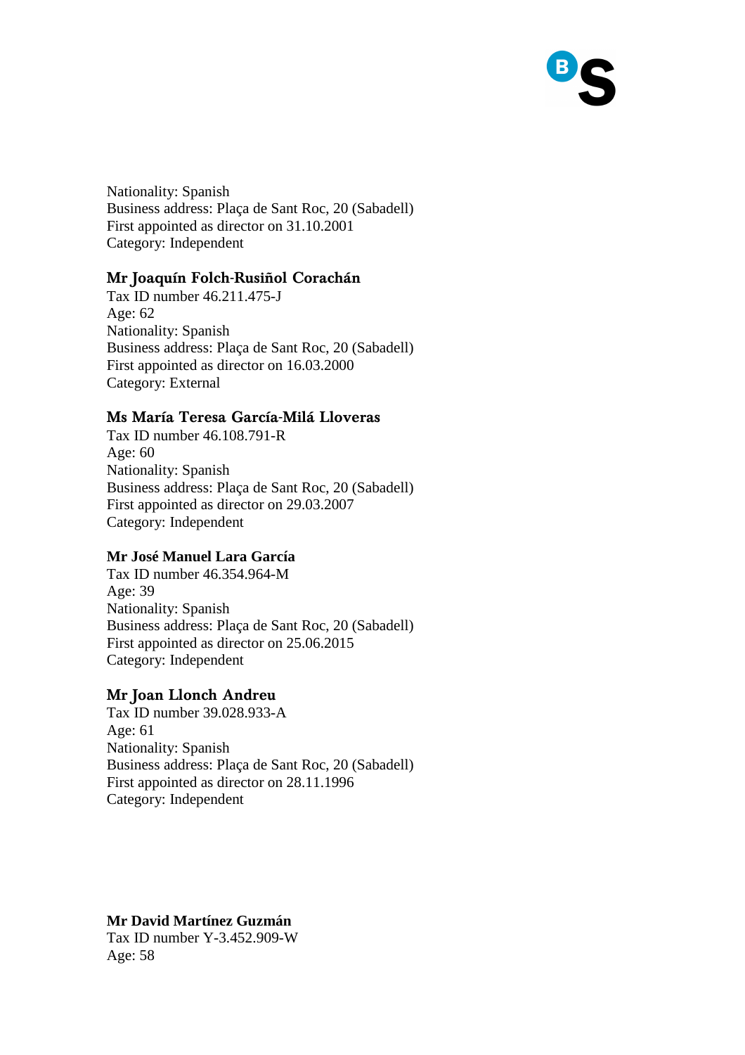Nationality: Spanish
Business address: Plaça de Sant Roc, 20 (Sabadell)
First appointed as director on 31.10.2001
Category: Independent

**Mr Joaquín Folch-Rusiñol Corachán**
Tax ID number 46.211.475-J
Age: 62
Nationality: Spanish
Business address: Plaça de Sant Roc, 20 (Sabadell)
First appointed as director on 16.03.2000
Category: External

**Ms María Teresa García-Milá Lloveras**
Tax ID number 46.108.791-R
Age: 60
Nationality: Spanish
Business address: Plaça de Sant Roc, 20 (Sabadell)
First appointed as director on 29.03.2007
Category: Independent

**Mr José Manuel Lara García**
Tax ID number 46.354.964-M
Age: 39
Nationality: Spanish
Business address: Plaça de Sant Roc, 20 (Sabadell)
First appointed as director on 25.06.2015
Category: Independent

**Mr Joan Llonch Andreu**
Tax ID number 39.028.933-A
Age: 61
Nationality: Spanish
Business address: Plaça de Sant Roc, 20 (Sabadell)
First appointed as director on 28.11.1996
Category: Independent

**Mr David Martínez Guzmán**
Tax ID number Y-3.452.909-W
Age: 58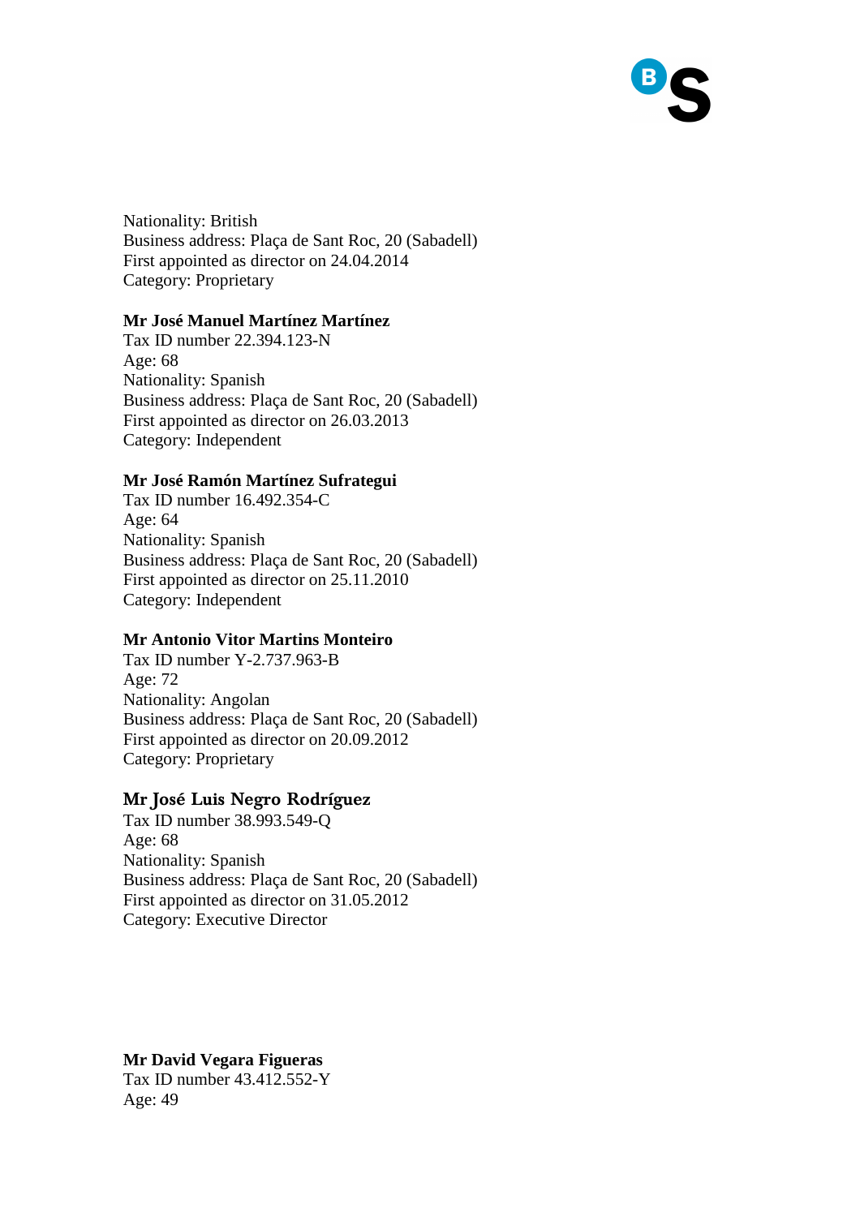Nationality: British
Business address: Plaça de Sant Roc, 20 (Sabadell)
First appointed as director on 24.04.2014
Category: Proprietary

**Mr José Manuel Martínez Martínez**
Tax ID number 22.394.123-N
Age: 68
Nationality: Spanish
Business address: Plaça de Sant Roc, 20 (Sabadell)
First appointed as director on 26.03.2013
Category: Independent

**Mr José Ramón Martínez Sufrategui**
Tax ID number 16.492.354-C
Age: 64
Nationality: Spanish
Business address: Plaça de Sant Roc, 20 (Sabadell)
First appointed as director on 25.11.2010
Category: Independent

**Mr Antonio Vitor Martins Monteiro**
Tax ID number Y-2.737.963-B
Age: 72
Nationality: Angolan
Business address: Plaça de Sant Roc, 20 (Sabadell)
First appointed as director on 20.09.2012
Category: Proprietary

**Mr José Luis Negro Rodríguez**
Tax ID number 38.993.549-Q
Age: 68
Nationality: Spanish
Business address: Plaça de Sant Roc, 20 (Sabadell)
First appointed as director on 31.05.2012
Category: Executive Director

**Mr David Vegara Figueras**
Tax ID number 43.412.552-Y
Age: 49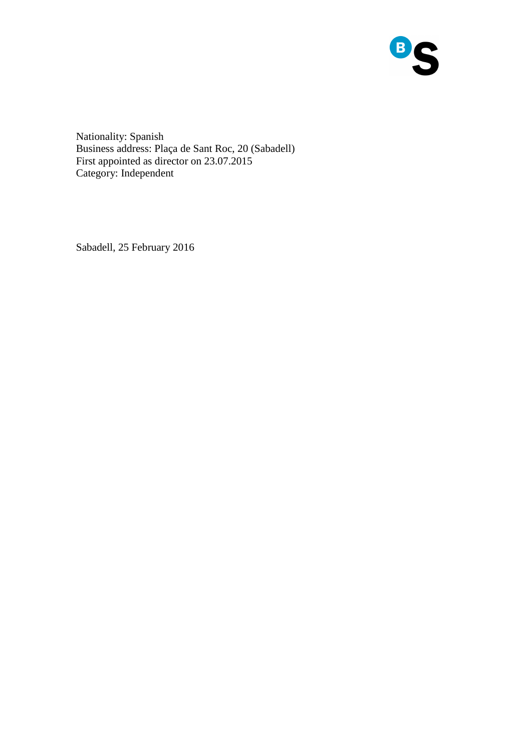Nationality: Spanish
Business address: Plaça de Sant Roc, 20 (Sabadell)
First appointed as director on 23.07.2015
Category: Independent

Sabadell, 25 February 2016